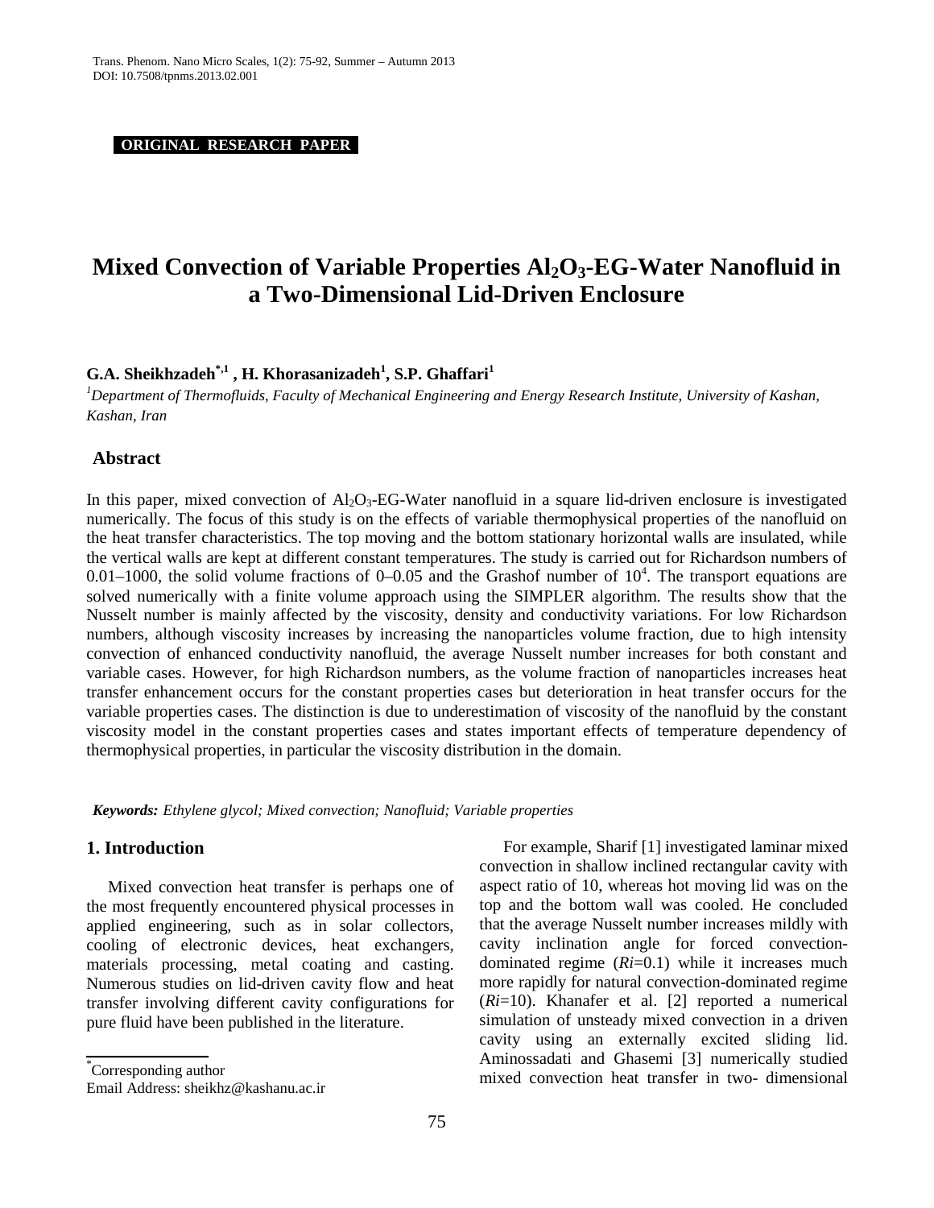**ORIGINAL RESEARCH PAPER**

# Mixed Convection of Variable Properties $Al_2O_3$-EG-Water Nanofluid in a Two-Dimensional Lid-Driven Enclosure

**G.A. Sheikhzadeh[*,1] , H. Khorasanizadeh[1], S.P. Ghaffari[1]**

[1]*Department of Thermofluids, Faculty of Mechanical Engineering and Energy Research Institute, University of Kashan, Kashan, Iran*

## Abstract

In this paper, mixed convection of $Al_2O_3$-EG-Water nanofluid in a square lid-driven enclosure is investigated numerically. The focus of this study is on the effects of variable thermophysical properties of the nanofluid on the heat transfer characteristics. The top moving and the bottom stationary horizontal walls are insulated, while the vertical walls are kept at different constant temperatures. The study is carried out for Richardson numbers of 0.01–1000, the solid volume fractions of 0–0.05 and the Grashof number of $10^4$. The transport equations are solved numerically with a finite volume approach using the SIMPLER algorithm. The results show that the Nusselt number is mainly affected by the viscosity, density and conductivity variations. For low Richardson numbers, although viscosity increases by increasing the nanoparticles volume fraction, due to high intensity convection of enhanced conductivity nanofluid, the average Nusselt number increases for both constant and variable cases. However, for high Richardson numbers, as the volume fraction of nanoparticles increases heat transfer enhancement occurs for the constant properties cases but deterioration in heat transfer occurs for the variable properties cases. The distinction is due to underestimation of viscosity of the nanofluid by the constant viscosity model in the constant properties cases and states important effects of temperature dependency of thermophysical properties, in particular the viscosity distribution in the domain.

***Keywords:*** *Ethylene glycol; Mixed convection; Nanofluid; Variable properties*

## 1. Introduction

Mixed convection heat transfer is perhaps one of the most frequently encountered physical processes in applied engineering, such as in solar collectors, cooling of electronic devices, heat exchangers, materials processing, metal coating and casting. Numerous studies on lid-driven cavity flow and heat transfer involving different cavity configurations for pure fluid have been published in the literature.

For example, Sharif [1] investigated laminar mixed convection in shallow inclined rectangular cavity with aspect ratio of 10, whereas hot moving lid was on the top and the bottom wall was cooled. He concluded that the average Nusselt number increases mildly with cavity inclination angle for forced convection-dominated regime (*Ri*=0.1) while it increases much more rapidly for natural convection-dominated regime (*Ri*=10). Khanafer et al. [2] reported a numerical simulation of unsteady mixed convection in a driven cavity using an externally excited sliding lid. Aminossadati and Ghasemi [3] numerically studied mixed convection heat transfer in two- dimensional

[*]Corresponding author
Email Address: sheikhz@kashanu.ac.ir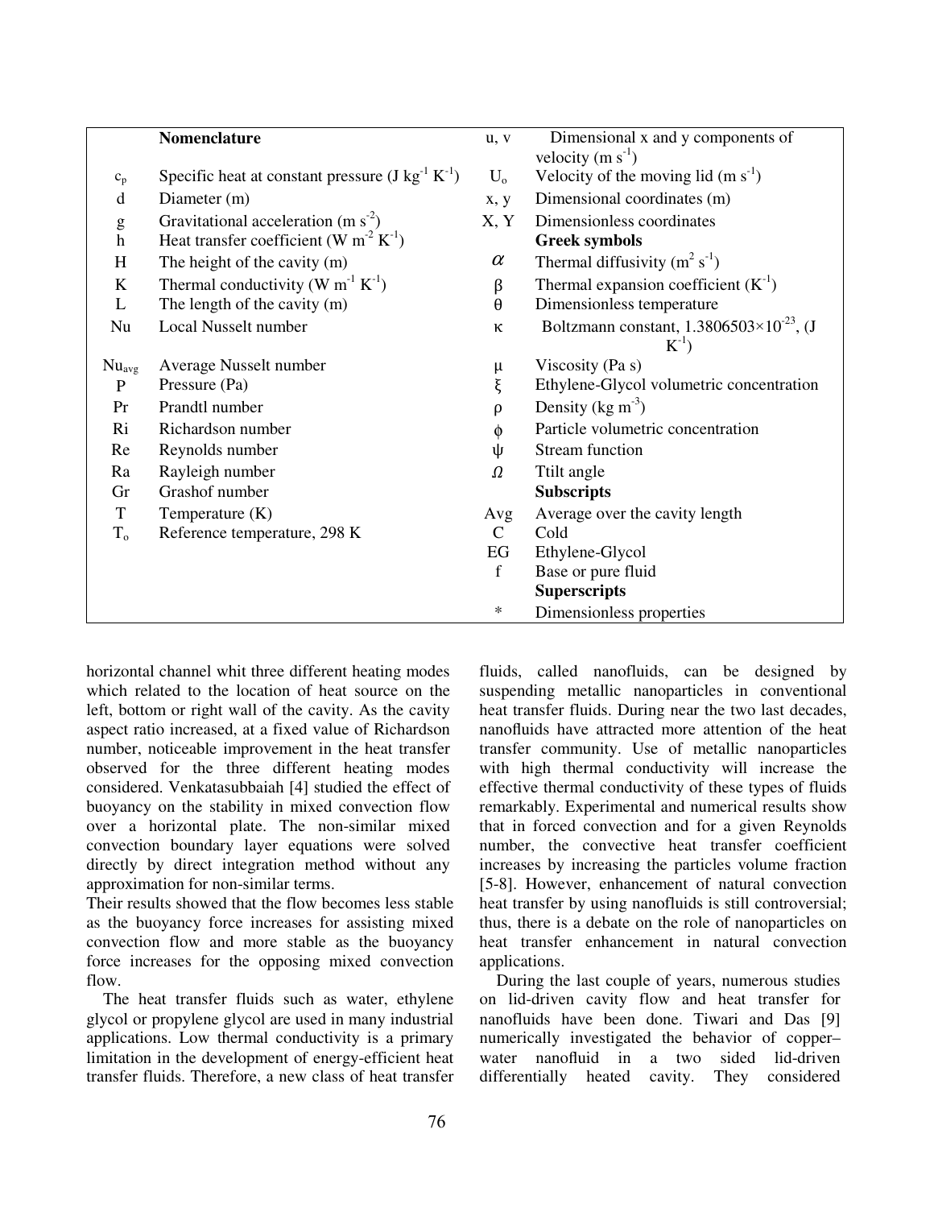| | Nomenclature | | |
|---|---|---|---|
| | | u, v | Dimensional x and y components of velocity ($m\ s^{-1}$) |
| $c_p$ | Specific heat at constant pressure ($J\ kg^{-1}\ K^{-1}$) | $U_o$ | Velocity of the moving lid ($m\ s^{-1}$) |
| d | Diameter (m) | x, y | Dimensional coordinates (m) |
| g | Gravitational acceleration ($m\ s^{-2}$) | X, Y | Dimensionless coordinates |
| h | Heat transfer coefficient ($W\ m^{-2}\ K^{-1}$) | | **Greek symbols** |
| H | The height of the cavity (m) | $\alpha$ | Thermal diffusivity ($m^2\ s^{-1}$) |
| K | Thermal conductivity ($W\ m^{-1}\ K^{-1}$) | $\beta$ | Thermal expansion coefficient ($K^{-1}$) |
| L | The length of the cavity (m) | $\theta$ | Dimensionless temperature |
| Nu | Local Nusselt number | $\kappa$ | Boltzmann constant, $1.3806503\times10^{-23}$, ($J\ K^{-1}$) |
| $Nu_{avg}$ | Average Nusselt number | $\mu$ | Viscosity (Pa s) |
| P | Pressure (Pa) | $\xi$ | Ethylene-Glycol volumetric concentration |
| Pr | Prandtl number | $\rho$ | Density ($kg\ m^{-3}$) |
| Ri | Richardson number | $\phi$ | Particle volumetric concentration |
| Re | Reynolds number | $\psi$ | Stream function |
| Ra | Rayleigh number | $\Omega$ | Ttilt angle |
| Gr | Grashof number | | **Subscripts** |
| T | Temperature (K) | Avg | Average over the cavity length |
| $T_o$ | Reference temperature, 298 K | C | Cold |
| | | EG | Ethylene-Glycol |
| | | f | Base or pure fluid |
| | | | **Superscripts** |
| | | * | Dimensionless properties |

horizontal channel whit three different heating modes which related to the location of heat source on the left, bottom or right wall of the cavity. As the cavity aspect ratio increased, at a fixed value of Richardson number, noticeable improvement in the heat transfer observed for the three different heating modes considered. Venkatasubbaiah [4] studied the effect of buoyancy on the stability in mixed convection flow over a horizontal plate. The non-similar mixed convection boundary layer equations were solved directly by direct integration method without any approximation for non-similar terms.
Their results showed that the flow becomes less stable as the buoyancy force increases for assisting mixed convection flow and more stable as the buoyancy force increases for the opposing mixed convection flow.

The heat transfer fluids such as water, ethylene glycol or propylene glycol are used in many industrial applications. Low thermal conductivity is a primary limitation in the development of energy-efficient heat transfer fluids. Therefore, a new class of heat transfer fluids, called nanofluids, can be designed by suspending metallic nanoparticles in conventional heat transfer fluids. During near the two last decades, nanofluids have attracted more attention of the heat transfer community. Use of metallic nanoparticles with high thermal conductivity will increase the effective thermal conductivity of these types of fluids remarkably. Experimental and numerical results show that in forced convection and for a given Reynolds number, the convective heat transfer coefficient increases by increasing the particles volume fraction [5-8]. However, enhancement of natural convection heat transfer by using nanofluids is still controversial; thus, there is a debate on the role of nanoparticles on heat transfer enhancement in natural convection applications.

During the last couple of years, numerous studies on lid-driven cavity flow and heat transfer for nanofluids have been done. Tiwari and Das [9] numerically investigated the behavior of copper–water nanofluid in a two sided lid-driven differentially heated cavity. They considered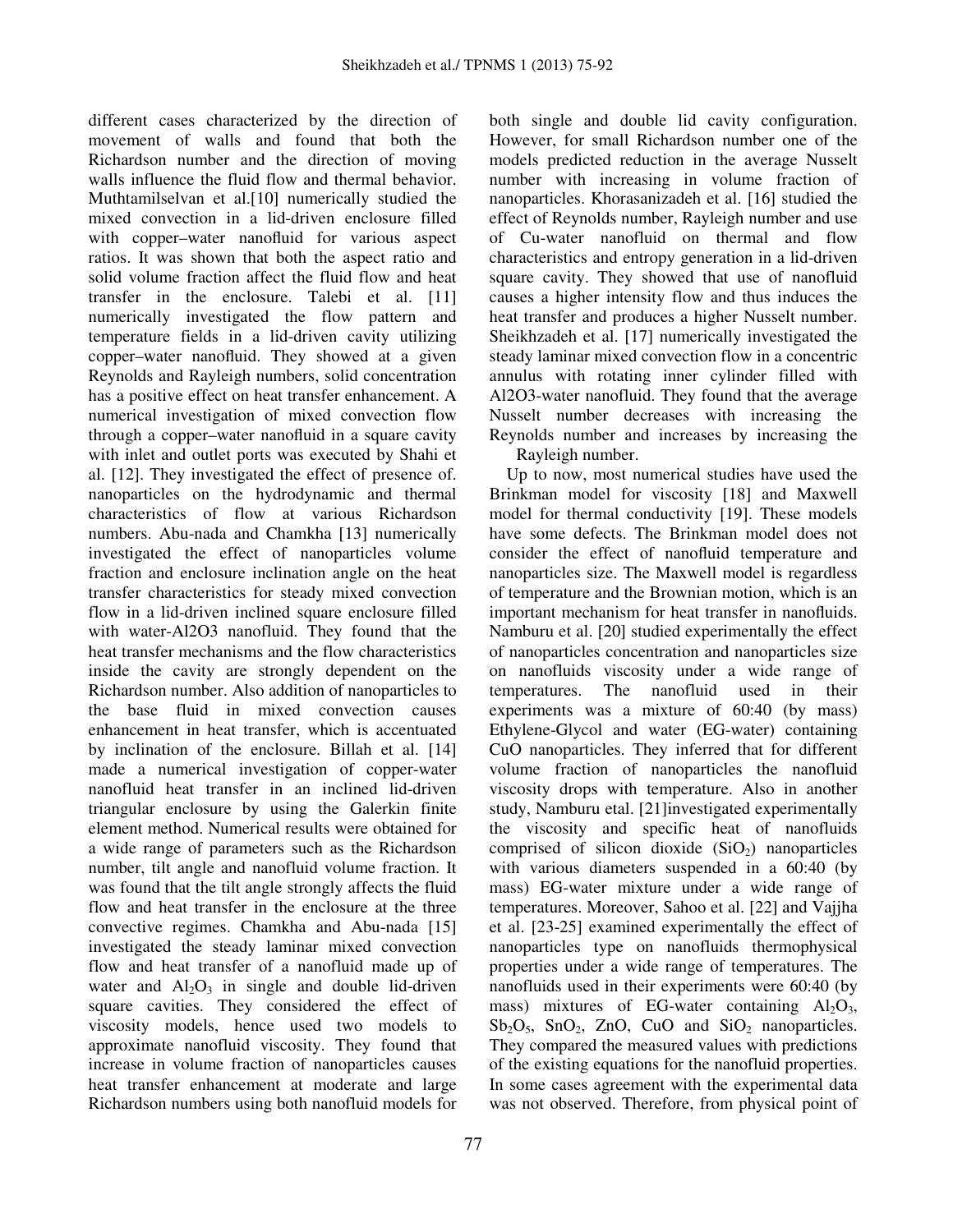different cases characterized by the direction of movement of walls and found that both the Richardson number and the direction of moving walls influence the fluid flow and thermal behavior. Muthtamilselvan et al.[10] numerically studied the mixed convection in a lid-driven enclosure filled with copper–water nanofluid for various aspect ratios. It was shown that both the aspect ratio and solid volume fraction affect the fluid flow and heat transfer in the enclosure. Talebi et al. [11] numerically investigated the flow pattern and temperature fields in a lid-driven cavity utilizing copper–water nanofluid. They showed at a given Reynolds and Rayleigh numbers, solid concentration has a positive effect on heat transfer enhancement. A numerical investigation of mixed convection flow through a copper–water nanofluid in a square cavity with inlet and outlet ports was executed by Shahi et al. [12]. They investigated the effect of presence of. nanoparticles on the hydrodynamic and thermal characteristics of flow at various Richardson numbers. Abu-nada and Chamkha [13] numerically investigated the effect of nanoparticles volume fraction and enclosure inclination angle on the heat transfer characteristics for steady mixed convection flow in a lid-driven inclined square enclosure filled with water-Al2O3 nanofluid. They found that the heat transfer mechanisms and the flow characteristics inside the cavity are strongly dependent on the Richardson number. Also addition of nanoparticles to the base fluid in mixed convection causes enhancement in heat transfer, which is accentuated by inclination of the enclosure. Billah et al. [14] made a numerical investigation of copper-water nanofluid heat transfer in an inclined lid-driven triangular enclosure by using the Galerkin finite element method. Numerical results were obtained for a wide range of parameters such as the Richardson number, tilt angle and nanofluid volume fraction. It was found that the tilt angle strongly affects the fluid flow and heat transfer in the enclosure at the three convective regimes. Chamkha and Abu-nada [15] investigated the steady laminar mixed convection flow and heat transfer of a nanofluid made up of water and $Al_2O_3$ in single and double lid-driven square cavities. They considered the effect of viscosity models, hence used two models to approximate nanofluid viscosity. They found that increase in volume fraction of nanoparticles causes heat transfer enhancement at moderate and large Richardson numbers using both nanofluid models for both single and double lid cavity configuration. However, for small Richardson number one of the models predicted reduction in the average Nusselt number with increasing in volume fraction of nanoparticles. Khorasanizadeh et al. [16] studied the effect of Reynolds number, Rayleigh number and use of Cu-water nanofluid on thermal and flow characteristics and entropy generation in a lid-driven square cavity. They showed that use of nanofluid causes a higher intensity flow and thus induces the heat transfer and produces a higher Nusselt number. Sheikhzadeh et al. [17] numerically investigated the steady laminar mixed convection flow in a concentric annulus with rotating inner cylinder filled with Al2O3-water nanofluid. They found that the average Nusselt number decreases with increasing the Reynolds number and increases by increasing the Rayleigh number.

Up to now, most numerical studies have used the Brinkman model for viscosity [18] and Maxwell model for thermal conductivity [19]. These models have some defects. The Brinkman model does not consider the effect of nanofluid temperature and nanoparticles size. The Maxwell model is regardless of temperature and the Brownian motion, which is an important mechanism for heat transfer in nanofluids. Namburu et al. [20] studied experimentally the effect of nanoparticles concentration and nanoparticles size on nanofluids viscosity under a wide range of temperatures. The nanofluid used in their experiments was a mixture of 60:40 (by mass) Ethylene-Glycol and water (EG-water) containing CuO nanoparticles. They inferred that for different volume fraction of nanoparticles the nanofluid viscosity drops with temperature. Also in another study, Namburu etal. [21]investigated experimentally the viscosity and specific heat of nanofluids comprised of silicon dioxide ($SiO_2$) nanoparticles with various diameters suspended in a 60:40 (by mass) EG-water mixture under a wide range of temperatures. Moreover, Sahoo et al. [22] and Vajjha et al. [23-25] examined experimentally the effect of nanoparticles type on nanofluids thermophysical properties under a wide range of temperatures. The nanofluids used in their experiments were 60:40 (by mass) mixtures of EG-water containing $Al_2O_3$, $Sb_2O_5$, $SnO_2$, ZnO, CuO and $SiO_2$ nanoparticles. They compared the measured values with predictions of the existing equations for the nanofluid properties. In some cases agreement with the experimental data was not observed. Therefore, from physical point of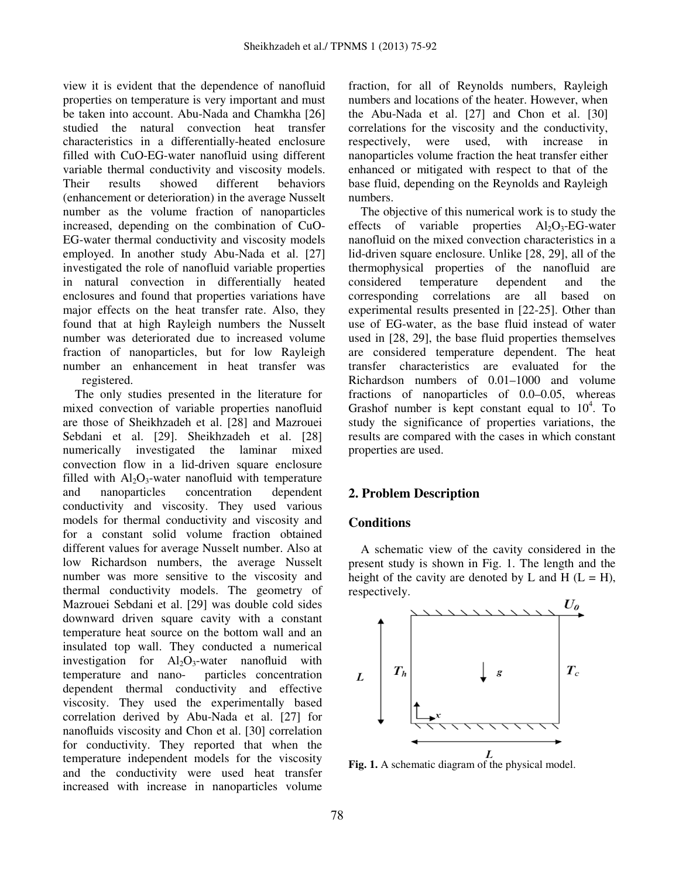view it is evident that the dependence of nanofluid properties on temperature is very important and must be taken into account. Abu-Nada and Chamkha [26] studied the natural convection heat transfer characteristics in a differentially-heated enclosure filled with CuO-EG-water nanofluid using different variable thermal conductivity and viscosity models. Their results showed different behaviors (enhancement or deterioration) in the average Nusselt number as the volume fraction of nanoparticles increased, depending on the combination of CuO-EG-water thermal conductivity and viscosity models employed. In another study Abu-Nada et al. [27] investigated the role of nanofluid variable properties in natural convection in differentially heated enclosures and found that properties variations have major effects on the heat transfer rate. Also, they found that at high Rayleigh numbers the Nusselt number was deteriorated due to increased volume fraction of nanoparticles, but for low Rayleigh number an enhancement in heat transfer was registered.

The only studies presented in the literature for mixed convection of variable properties nanofluid are those of Sheikhzadeh et al. [28] and Mazrouei Sebdani et al. [29]. Sheikhzadeh et al. [28] numerically investigated the laminar mixed convection flow in a lid-driven square enclosure filled with $Al_2O_3$-water nanofluid with temperature and nanoparticles concentration dependent conductivity and viscosity. They used various models for thermal conductivity and viscosity and for a constant solid volume fraction obtained different values for average Nusselt number. Also at low Richardson numbers, the average Nusselt number was more sensitive to the viscosity and thermal conductivity models. The geometry of Mazrouei Sebdani et al. [29] was double cold sides downward driven square cavity with a constant temperature heat source on the bottom wall and an insulated top wall. They conducted a numerical investigation for $Al_2O_3$-water nanofluid with temperature and nano- particles concentration dependent thermal conductivity and effective viscosity. They used the experimentally based correlation derived by Abu-Nada et al. [27] for nanofluids viscosity and Chon et al. [30] correlation for conductivity. They reported that when the temperature independent models for the viscosity and the conductivity were used heat transfer increased with increase in nanoparticles volume fraction, for all of Reynolds numbers, Rayleigh numbers and locations of the heater. However, when the Abu-Nada et al. [27] and Chon et al. [30] correlations for the viscosity and the conductivity, respectively, were used, with increase in nanoparticles volume fraction the heat transfer either enhanced or mitigated with respect to that of the base fluid, depending on the Reynolds and Rayleigh numbers.

The objective of this numerical work is to study the effects of variable properties $Al_2O_3$-EG-water nanofluid on the mixed convection characteristics in a lid-driven square enclosure. Unlike [28, 29], all of the thermophysical properties of the nanofluid are considered temperature dependent and the corresponding correlations are all based on experimental results presented in [22-25]. Other than use of EG-water, as the base fluid instead of water used in [28, 29], the base fluid properties themselves are considered temperature dependent. The heat transfer characteristics are evaluated for the Richardson numbers of 0.01–1000 and volume fractions of nanoparticles of 0.0–0.05, whereas Grashof number is kept constant equal to $10^4$. To study the significance of properties variations, the results are compared with the cases in which constant properties are used.

## 2. Problem Description

### Conditions

A schematic view of the cavity considered in the present study is shown in Fig. 1. The length and the height of the cavity are denoted by L and H (L = H), respectively.

**Fig. 1.** A schematic diagram of the physical model.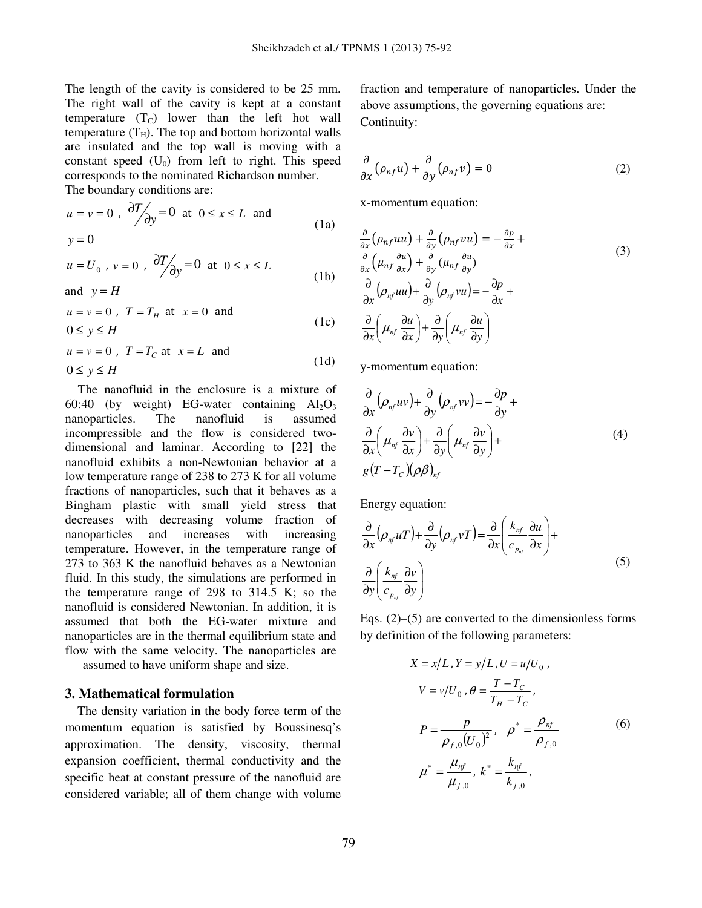The length of the cavity is considered to be 25 mm. The right wall of the cavity is kept at a constant temperature ($T_C$) lower than the left hot wall temperature ($T_H$). The top and bottom horizontal walls are insulated and the top wall is moving with a constant speed ($U_0$) from left to right. This speed corresponds to the nominated Richardson number.

The boundary conditions are:

$$u = v = 0\ ,\ \partial T/\partial y = 0 \text{ at } 0 \le x \le L \text{ and } y = 0 \tag{1a}$$

$$u = U_0\ ,\ v = 0\ ,\ \partial T/\partial y = 0 \text{ at } 0 \le x \le L \text{ and } y = H \tag{1b}$$

$$u = v = 0\ ,\ T = T_H \text{ at } x = 0 \text{ and } 0 \le y \le H \tag{1c}$$

$$u = v = 0\ ,\ T = T_C \text{ at } x = L \text{ and } 0 \le y \le H \tag{1d}$$

The nanofluid in the enclosure is a mixture of 60:40 (by weight) EG-water containing $Al_2O_3$ nanoparticles. The nanofluid is assumed incompressible and the flow is considered two-dimensional and laminar. According to [22] the nanofluid exhibits a non-Newtonian behavior at a low temperature range of 238 to 273 K for all volume fractions of nanoparticles, such that it behaves as a Bingham plastic with small yield stress that decreases with decreasing volume fraction of nanoparticles and increases with increasing temperature. However, in the temperature range of 273 to 363 K the nanofluid behaves as a Newtonian fluid. In this study, the simulations are performed in the temperature range of 298 to 314.5 K; so the nanofluid is considered Newtonian. In addition, it is assumed that both the EG-water mixture and nanoparticles are in the thermal equilibrium state and flow with the same velocity. The nanoparticles are assumed to have uniform shape and size.

## 3. Mathematical formulation

The density variation in the body force term of the momentum equation is satisfied by Boussinesq's approximation. The density, viscosity, thermal expansion coefficient, thermal conductivity and the specific heat at constant pressure of the nanofluid are considered variable; all of them change with volume fraction and temperature of nanoparticles. Under the above assumptions, the governing equations are:

Continuity:

$$\frac{\partial}{\partial x}(\rho_{nf} u) + \frac{\partial}{\partial y}(\rho_{nf} v) = 0 \tag{2}$$

x-momentum equation:

$$\frac{\partial}{\partial x}(\rho_{nf} uu) + \frac{\partial}{\partial y}(\rho_{nf} vu) = -\frac{\partial p}{\partial x} + \frac{\partial}{\partial x}\left(\mu_{nf}\frac{\partial u}{\partial x}\right) + \frac{\partial}{\partial y}\left(\mu_{nf}\frac{\partial u}{\partial y}\right)$$

$$\frac{\partial}{\partial x}(\rho_{nf} uu) + \frac{\partial}{\partial y}(\rho_{nf} vu) = -\frac{\partial p}{\partial x} + \frac{\partial}{\partial x}\left(\mu_{nf}\frac{\partial u}{\partial x}\right) + \frac{\partial}{\partial y}\left(\mu_{nf}\frac{\partial u}{\partial y}\right) \tag{3}$$

y-momentum equation:

$$\frac{\partial}{\partial x}(\rho_{nf} uv) + \frac{\partial}{\partial y}(\rho_{nf} vv) = -\frac{\partial p}{\partial y} + \frac{\partial}{\partial x}\left(\mu_{nf}\frac{\partial v}{\partial x}\right) + \frac{\partial}{\partial y}\left(\mu_{nf}\frac{\partial v}{\partial y}\right) + g(T - T_C)(\rho\beta)_{nf} \tag{4}$$

Energy equation:

$$\frac{\partial}{\partial x}(\rho_{nf} uT) + \frac{\partial}{\partial y}(\rho_{nf} vT) = \frac{\partial}{\partial x}\left(\frac{k_{nf}}{c_{p_{nf}}}\frac{\partial u}{\partial x}\right) + \frac{\partial}{\partial y}\left(\frac{k_{nf}}{c_{p_{nf}}}\frac{\partial v}{\partial y}\right) \tag{5}$$

Eqs. (2)–(5) are converted to the dimensionless forms by definition of the following parameters:

$$X = x/L\,, Y = y/L\,, U = u/U_0\,, \quad V = v/U_0\,, \theta = \frac{T - T_C}{T_H - T_C}\,, \quad P = \frac{p}{\rho_{f,0}(U_0)^2}\,,\ \ \rho^* = \frac{\rho_{nf}}{\rho_{f,0}} \quad \mu^* = \frac{\mu_{nf}}{\mu_{f,0}}\,, k^* = \frac{k_{nf}}{k_{f,0}}\,, \tag{6}$$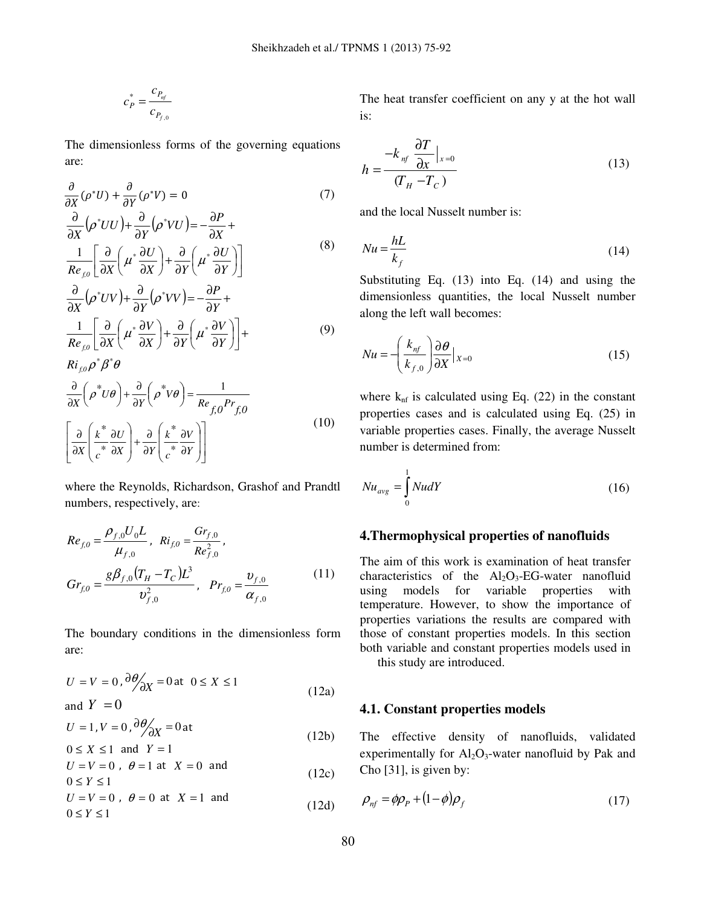$$c_P^* = \frac{c_{P_{nf}}}{c_{P_{f,0}}}$$

The dimensionless forms of the governing equations are:

$$\frac{\partial}{\partial X}(\rho^* U) + \frac{\partial}{\partial Y}(\rho^* V) = 0 \tag{7}$$

$$\frac{\partial}{\partial X}\left(\rho^* UU\right) + \frac{\partial}{\partial Y}\left(\rho^* VU\right) = -\frac{\partial P}{\partial X} + \frac{1}{Re_{f,0}}\left[\frac{\partial}{\partial X}\left(\mu^* \frac{\partial U}{\partial X}\right) + \frac{\partial}{\partial Y}\left(\mu^* \frac{\partial U}{\partial Y}\right)\right] \tag{8}$$

$$\frac{\partial}{\partial X}\left(\rho^* UV\right) + \frac{\partial}{\partial Y}\left(\rho^* VV\right) = -\frac{\partial P}{\partial Y} + \frac{1}{Re_{f,0}}\left[\frac{\partial}{\partial X}\left(\mu^* \frac{\partial V}{\partial X}\right) + \frac{\partial}{\partial Y}\left(\mu^* \frac{\partial V}{\partial Y}\right)\right] + Ri_{f,0}\rho^* \beta^* \theta \tag{9}$$

$$\frac{\partial}{\partial X}\left(\rho^* U\theta\right) + \frac{\partial}{\partial Y}\left(\rho^* V\theta\right) = \frac{1}{Re_{f,0}Pr_{f,0}}\left[\frac{\partial}{\partial X}\left(\frac{k^*}{c^*}\frac{\partial U}{\partial X}\right) + \frac{\partial}{\partial Y}\left(\frac{k^*}{c^*}\frac{\partial V}{\partial Y}\right)\right] \tag{10}$$

where the Reynolds, Richardson, Grashof and Prandtl numbers, respectively, are:

$$Re_{f,0} = \frac{\rho_{f,0} U_0 L}{\mu_{f,0}}, \quad Ri_{f,0} = \frac{Gr_{f,0}}{Re_{f,0}^2}, \quad Gr_{f,0} = \frac{g\beta_{f,0}\left(T_H - T_C\right)L^3}{\upsilon_{f,0}^2}, \quad Pr_{f,0} = \frac{\upsilon_{f,0}}{\alpha_{f,0}} \tag{11}$$

The boundary conditions in the dimensionless form are:

$$U = V = 0, \ \partial\theta/\partial X = 0 \text{ at } 0 \le X \le 1 \text{ and } Y = 0 \tag{12a}$$

$$U = 1, V = 0, \ \partial\theta/\partial X = 0 \text{ at } 0 \le X \le 1 \text{ and } Y = 1 \tag{12b}$$

$$U = V = 0, \ \theta = 1 \text{ at } X = 0 \text{ and } 0 \le Y \le 1 \tag{12c}$$

$$U = V = 0, \ \theta = 0 \text{ at } X = 1 \text{ and } 0 \le Y \le 1 \tag{12d}$$

The heat transfer coefficient on any y at the hot wall is:

$$h = \frac{-k_{nf}\left.\dfrac{\partial T}{\partial x}\right|_{x=0}}{(T_H - T_C)} \tag{13}$$

and the local Nusselt number is:

$$Nu = \frac{hL}{k_f} \tag{14}$$

Substituting Eq. (13) into Eq. (14) and using the dimensionless quantities, the local Nusselt number along the left wall becomes:

$$Nu = -\left(\frac{k_{nf}}{k_{f,0}}\right)\left.\frac{\partial\theta}{\partial X}\right|_{X=0} \tag{15}$$

where $k_{nf}$ is calculated using Eq. (22) in the constant properties cases and is calculated using Eq. (25) in variable properties cases. Finally, the average Nusselt number is determined from:

$$Nu_{avg} = \int_0^1 Nu\, dY \tag{16}$$

## 4.Thermophysical properties of nanofluids

The aim of this work is examination of heat transfer characteristics of the $Al_2O_3$-EG-water nanofluid using models for variable properties with temperature. However, to show the importance of properties variations the results are compared with those of constant properties models. In this section both variable and constant properties models used in this study are introduced.

### 4.1. Constant properties models

The effective density of nanofluids, validated experimentally for $Al_2O_3$-water nanofluid by Pak and Cho [31], is given by:

$$\rho_{nf} = \phi\rho_P + (1 - \phi)\rho_f \tag{17}$$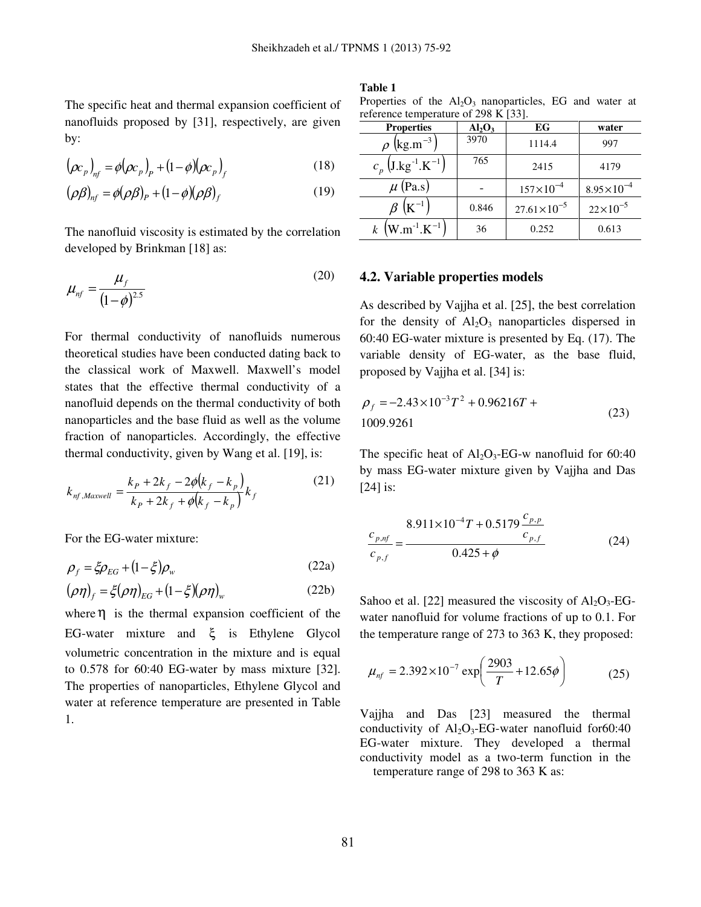The specific heat and thermal expansion coefficient of nanofluids proposed by [31], respectively, are given by:

$$(\rho c_p)_{nf} = \phi(\rho c_p)_P + (1-\phi)(\rho c_p)_f \tag{18}$$

$$(\rho\beta)_{nf} = \phi(\rho\beta)_P + (1-\phi)(\rho\beta)_f \tag{19}$$

The nanofluid viscosity is estimated by the correlation developed by Brinkman [18] as:

$$\mu_{nf} = \frac{\mu_f}{(1-\phi)^{2.5}} \tag{20}$$

For thermal conductivity of nanofluids numerous theoretical studies have been conducted dating back to the classical work of Maxwell. Maxwell's model states that the effective thermal conductivity of a nanofluid depends on the thermal conductivity of both nanoparticles and the base fluid as well as the volume fraction of nanoparticles. Accordingly, the effective thermal conductivity, given by Wang et al. [19], is:

$$k_{nf,Maxwell} = \frac{k_P + 2k_f - 2\phi(k_f - k_p)}{k_P + 2k_f + \phi(k_f - k_p)} k_f \tag{21}$$

For the EG-water mixture:

$$\rho_f = \xi\rho_{EG} + (1-\xi)\rho_w \tag{22a}$$

$$(\rho\eta)_f = \xi(\rho\eta)_{EG} + (1-\xi)(\rho\eta)_w \tag{22b}$$

where $\eta$ is the thermal expansion coefficient of the EG-water mixture and $\xi$ is Ethylene Glycol volumetric concentration in the mixture and is equal to 0.578 for 60:40 EG-water by mass mixture [32]. The properties of nanoparticles, Ethylene Glycol and water at reference temperature are presented in Table 1.

**Table 1**

Properties of the $Al_2O_3$ nanoparticles, EG and water at reference temperature of 298 K [33].

| Properties | $Al_2O_3$ | EG | water |
|---|---|---|---|
| $\rho$ $(\text{kg.m}^{-3})$ | 3970 | 1114.4 | 997 |
| $c_p$ $(\text{J.kg}^{-1}.\text{K}^{-1})$ | 765 | 2415 | 4179 |
| $\mu$ (Pa.s) | - | $157\times10^{-4}$ | $8.95\times10^{-4}$ |
| $\beta$ $(\text{K}^{-1})$ | 0.846 | $27.61\times10^{-5}$ | $22\times10^{-5}$ |
| $k$ $(\text{W.m}^{-1}.\text{K}^{-1})$ | 36 | 0.252 | 0.613 |

## 4.2. Variable properties models

As described by Vajjha et al. [25], the best correlation for the density of $Al_2O_3$ nanoparticles dispersed in 60:40 EG-water mixture is presented by Eq. (17). The variable density of EG-water, as the base fluid, proposed by Vajjha et al. [34] is:

$$\rho_f = -2.43\times10^{-3}T^2 + 0.96216T + 1009.9261 \tag{23}$$

The specific heat of $Al_2O_3$-EG-w nanofluid for 60:40 by mass EG-water mixture given by Vajjha and Das [24] is:

$$\frac{c_{p,nf}}{c_{p,f}} = \frac{8.911\times10^{-4}T + 0.5179\dfrac{c_{p,p}}{c_{p,f}}}{0.425+\phi} \tag{24}$$

Sahoo et al. [22] measured the viscosity of $Al_2O_3$-EG-water nanofluid for volume fractions of up to 0.1. For the temperature range of 273 to 363 K, they proposed:

$$\mu_{nf} = 2.392\times10^{-7}\exp\left(\frac{2903}{T} + 12.65\phi\right) \tag{25}$$

Vajjha and Das [23] measured the thermal conductivity of $Al_2O_3$-EG-water nanofluid for60:40 EG-water mixture. They developed a thermal conductivity model as a two-term function in the temperature range of 298 to 363 K as: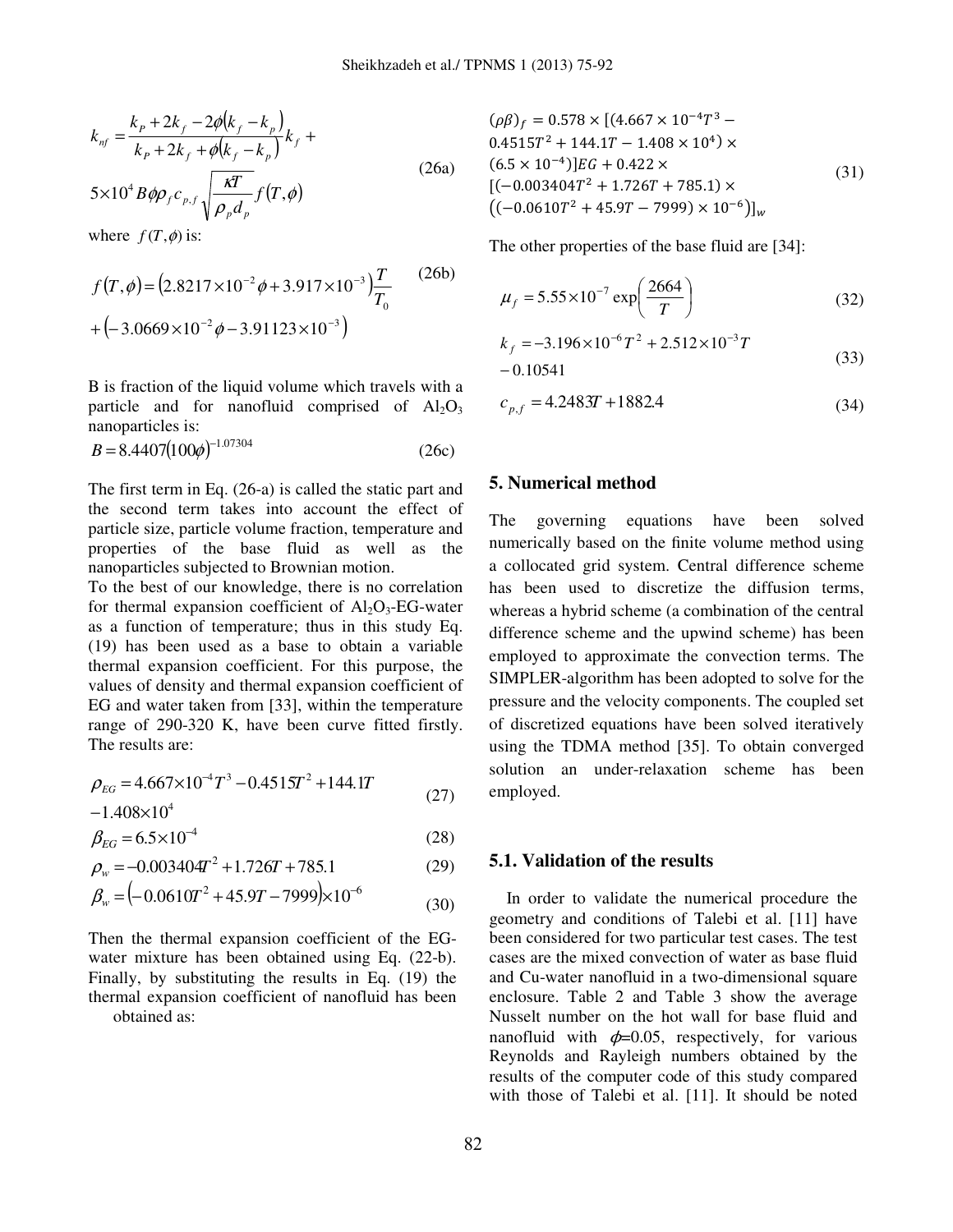$$k_{nf} = \frac{k_P + 2k_f - 2\phi(k_f - k_p)}{k_P + 2k_f + \phi(k_f - k_p)} k_f + 5\times10^4 B\phi\rho_f c_{p,f} \sqrt{\frac{\kappa T}{\rho_p d_p}} f(T,\phi) \tag{26a}$$

where $f(T,\phi)$ is:

$$f(T,\phi) = \left(2.8217\times10^{-2}\phi + 3.917\times10^{-3}\right)\frac{T}{T_0} + \left(-3.0669\times10^{-2}\phi - 3.91123\times10^{-3}\right) \tag{26b}$$

B is fraction of the liquid volume which travels with a particle and for nanofluid comprised of $Al_2O_3$ nanoparticles is:

$$B = 8.4407(100\phi)^{-1.07304} \tag{26c}$$

The first term in Eq. (26-a) is called the static part and the second term takes into account the effect of particle size, particle volume fraction, temperature and properties of the base fluid as well as the nanoparticles subjected to Brownian motion.

To the best of our knowledge, there is no correlation for thermal expansion coefficient of $Al_2O_3$-EG-water as a function of temperature; thus in this study Eq. (19) has been used as a base to obtain a variable thermal expansion coefficient. For this purpose, the values of density and thermal expansion coefficient of EG and water taken from [33], within the temperature range of 290-320 K, have been curve fitted firstly. The results are:

$$\rho_{EG} = 4.667\times10^{-4}T^3 - 0.4515T^2 + 144.1T - 1.408\times10^4 \tag{27}$$

$$\beta_{EG} = 6.5\times10^{-4} \tag{28}$$

$$\rho_w = -0.003404T^2 + 1.726T + 785.1 \tag{29}$$

$$\beta_w = \left(-0.0610T^2 + 45.9T - 7999\right)\times10^{-6} \tag{30}$$

Then the thermal expansion coefficient of the EG-water mixture has been obtained using Eq. (22-b). Finally, by substituting the results in Eq. (19) the thermal expansion coefficient of nanofluid has been obtained as:

$$(\rho\beta)_f = 0.578\times[(4.667\times10^{-4}T^3 - 0.4515T^2 + 144.1T - 1.408\times10^4)\times(6.5\times10^{-4})]_{EG} + 0.422\times[(-0.003404T^2 + 1.726T + 785.1)\times((-0.0610T^2 + 45.9T - 7999)\times10^{-6})]_w \tag{31}$$

The other properties of the base fluid are [34]:

$$\mu_f = 5.55\times10^{-7}\exp\left(\frac{2664}{T}\right) \tag{32}$$

$$k_f = -3.196\times10^{-6}T^2 + 2.512\times10^{-3}T - 0.10541 \tag{33}$$

$$c_{p,f} = 4.2483T + 1882.4 \tag{34}$$

## 5. Numerical method

The governing equations have been solved numerically based on the finite volume method using a collocated grid system. Central difference scheme has been used to discretize the diffusion terms, whereas a hybrid scheme (a combination of the central difference scheme and the upwind scheme) has been employed to approximate the convection terms. The SIMPLER-algorithm has been adopted to solve for the pressure and the velocity components. The coupled set of discretized equations have been solved iteratively using the TDMA method [35]. To obtain converged solution an under-relaxation scheme has been employed.

### 5.1. Validation of the results

In order to validate the numerical procedure the geometry and conditions of Talebi et al. [11] have been considered for two particular test cases. The test cases are the mixed convection of water as base fluid and Cu-water nanofluid in a two-dimensional square enclosure. Table 2 and Table 3 show the average Nusselt number on the hot wall for base fluid and nanofluid with $\phi$=0.05, respectively, for various Reynolds and Rayleigh numbers obtained by the results of the computer code of this study compared with those of Talebi et al. [11]. It should be noted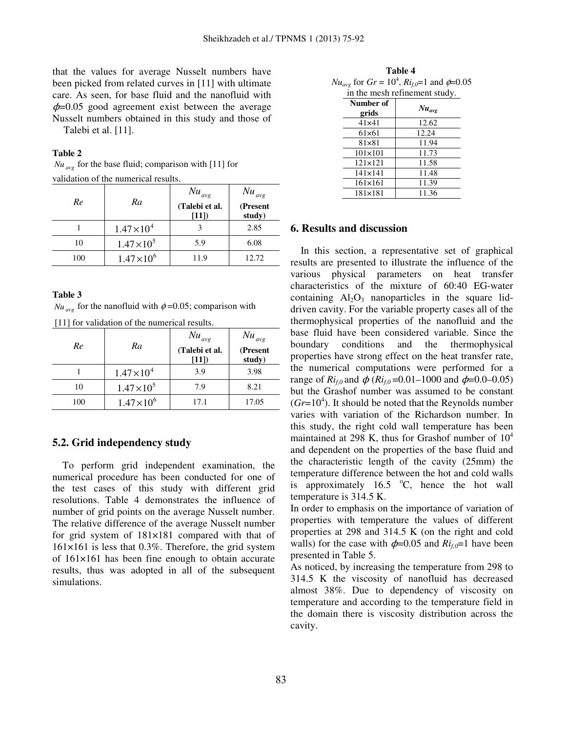that the values for average Nusselt numbers have been picked from related curves in [11] with ultimate care. As seen, for base fluid and the nanofluid with $\phi$=0.05 good agreement exist between the average Nusselt numbers obtained in this study and those of Talebi et al. [11].

**Table 2**

$Nu_{avg}$ for the base fluid; comparison with [11] for validation of the numerical results.

| $Re$ | $Ra$ | $Nu_{avg}$ (Talebi et al. [11]) | $Nu_{avg}$ (Present study) |
|---|---|---|---|
| 1 | $1.47\times10^{4}$ | 3 | 2.85 |
| 10 | $1.47\times10^{5}$ | 5.9 | 6.08 |
| 100 | $1.47\times10^{6}$ | 11.9 | 12.72 |

**Table 3**

$Nu_{avg}$ for the nanofluid with $\phi$=0.05; comparison with [11] for validation of the numerical results.

| $Re$ | $Ra$ | $Nu_{avg}$ (Talebi et al. [11]) | $Nu_{avg}$ (Present study) |
|---|---|---|---|
| 1 | $1.47\times10^{4}$ | 3.9 | 3.98 |
| 10 | $1.47\times10^{5}$ | 7.9 | 8.21 |
| 100 | $1.47\times10^{6}$ | 17.1 | 17.05 |

## 5.2. Grid independency study

To perform grid independent examination, the numerical procedure has been conducted for one of the test cases of this study with different grid resolutions. Table 4 demonstrates the influence of number of grid points on the average Nusselt number. The relative difference of the average Nusselt number for grid system of 181×181 compared with that of 161×161 is less that 0.3%. Therefore, the grid system of 161×161 has been fine enough to obtain accurate results, thus was adopted in all of the subsequent simulations.

**Table 4**

$Nu_{avg}$ for $Gr = 10^{4}$, $Ri_{f,0}$=1 and $\phi$=0.05 in the mesh refinement study.

| Number of grids | $Nu_{avg}$ |
|---|---|
| 41×41 | 12.62 |
| 61×61 | 12.24 |
| 81×81 | 11.94 |
| 101×101 | 11.73 |
| 121×121 | 11.58 |
| 141×141 | 11.48 |
| 161×161 | 11.39 |
| 181×181 | 11.36 |

## 6. Results and discussion

In this section, a representative set of graphical results are presented to illustrate the influence of the various physical parameters on heat transfer characteristics of the mixture of 60:40 EG-water containing $Al_2O_3$ nanoparticles in the square lid-driven cavity. For the variable property cases all of the thermophysical properties of the nanofluid and the base fluid have been considered variable. Since the boundary conditions and the thermophysical properties have strong effect on the heat transfer rate, the numerical computations were performed for a range of $Ri_{f,0}$ and $\phi$ ($Ri_{f,0}$ =0.01–1000 and $\phi$=0.0–0.05) but the Grashof number was assumed to be constant ($Gr$=$10^{4}$). It should be noted that the Reynolds number varies with variation of the Richardson number. In this study, the right cold wall temperature has been maintained at 298 K, thus for Grashof number of $10^{4}$ and dependent on the properties of the base fluid and the characteristic length of the cavity (25mm) the temperature difference between the hot and cold walls is approximately 16.5 $^{o}$C, hence the hot wall temperature is 314.5 K.

In order to emphasis on the importance of variation of properties with temperature the values of different properties at 298 and 314.5 K (on the right and cold walls) for the case with $\phi$=0.05 and $Ri_{f,0}$=1 have been presented in Table 5.

As noticed, by increasing the temperature from 298 to 314.5 K the viscosity of nanofluid has decreased almost 38%. Due to dependency of viscosity on temperature and according to the temperature field in the domain there is viscosity distribution across the cavity.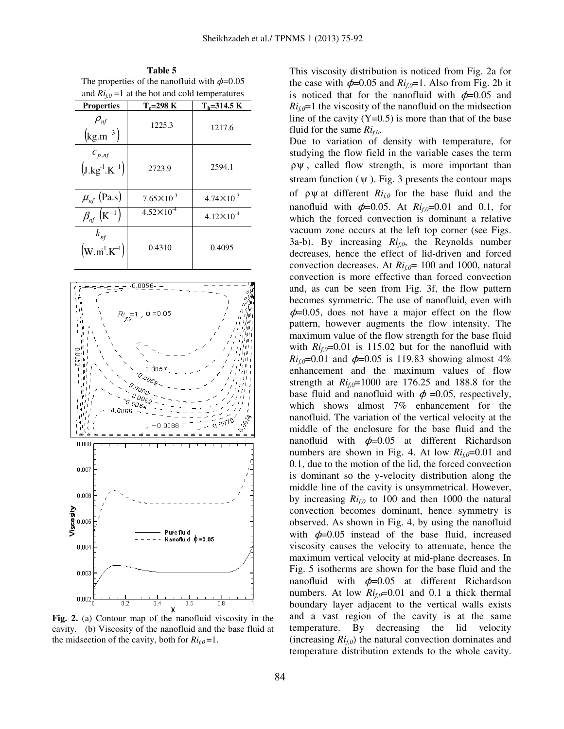**Table 5**
The properties of the nanofluid with $\phi$=0.05 and $Ri_{f,0}$ =1 at the hot and cold temperatures

| Properties | $T_c$=298 K | $T_h$=314.5 K |
|---|---|---|
| $\rho_{nf}$ $\left(\text{kg.m}^{-3}\right)$ | 1225.3 | 1217.6 |
| $c_{p,nf}$ $\left(\text{J.kg}^{-1}.\text{K}^{-1}\right)$ | 2723.9 | 2594.1 |
| $\mu_{nf}$ (Pa.s) | $7.65\times10^{-3}$ | $4.74\times10^{-3}$ |
| $\beta_{nf}$ $\left(\text{K}^{-1}\right)$ | $4.52\times10^{-4}$ | $4.12\times10^{-4}$ |
| $k_{nf}$ $\left(\text{W.m}^{-1}.\text{K}^{-1}\right)$ | 0.4310 | 0.4095 |

**Fig. 2.** (a) Contour map of the nanofluid viscosity in the cavity. (b) Viscosity of the nanofluid and the base fluid at the midsection of the cavity, both for $Ri_{f,0}$ =1.

This viscosity distribution is noticed from Fig. 2a for the case with $\phi$=0.05 and $Ri_{f,0}$=1. Also from Fig. 2b it is noticed that for the nanofluid with $\phi$=0.05 and $Ri_{f,0}$=1 the viscosity of the nanofluid on the midsection line of the cavity (Y=0.5) is more than that of the base fluid for the same $Ri_{f,0}$.

Due to variation of density with temperature, for studying the flow field in the variable cases the term $\rho\psi$, called flow strength, is more important than stream function ($\psi$). Fig. 3 presents the contour maps of $\rho\psi$ at different $Ri_{f,0}$ for the base fluid and the nanofluid with $\phi$=0.05. At $Ri_{f,0}$=0.01 and 0.1, for which the forced convection is dominant a relative vacuum zone occurs at the left top corner (see Figs. 3a-b). By increasing $Ri_{f,0}$, the Reynolds number decreases, hence the effect of lid-driven and forced convection decreases. At $Ri_{f,0}$= 100 and 1000, natural convection is more effective than forced convection and, as can be seen from Fig. 3f, the flow pattern becomes symmetric. The use of nanofluid, even with $\phi$=0.05, does not have a major effect on the flow pattern, however augments the flow intensity. The maximum value of the flow strength for the base fluid with $Ri_{f,0}$=0.01 is 115.02 but for the nanofluid with $Ri_{f,0}$=0.01 and $\phi$=0.05 is 119.83 showing almost 4% enhancement and the maximum values of flow strength at $Ri_{f,0}$=1000 are 176.25 and 188.8 for the base fluid and nanofluid with $\phi$ =0.05, respectively, which shows almost 7% enhancement for the nanofluid. The variation of the vertical velocity at the middle of the enclosure for the base fluid and the nanofluid with $\phi$=0.05 at different Richardson numbers are shown in Fig. 4. At low $Ri_{f,0}$=0.01 and 0.1, due to the motion of the lid, the forced convection is dominant so the y-velocity distribution along the middle line of the cavity is unsymmetrical. However, by increasing $Ri_{f,0}$ to 100 and then 1000 the natural convection becomes dominant, hence symmetry is observed. As shown in Fig. 4, by using the nanofluid with $\phi$=0.05 instead of the base fluid, increased viscosity causes the velocity to attenuate, hence the maximum vertical velocity at mid-plane decreases. In Fig. 5 isotherms are shown for the base fluid and the nanofluid with $\phi$=0.05 at different Richardson numbers. At low $Ri_{f,0}$=0.01 and 0.1 a thick thermal boundary layer adjacent to the vertical walls exists and a vast region of the cavity is at the same temperature. By decreasing the lid velocity (increasing $Ri_{f,0}$) the natural convection dominates and temperature distribution extends to the whole cavity.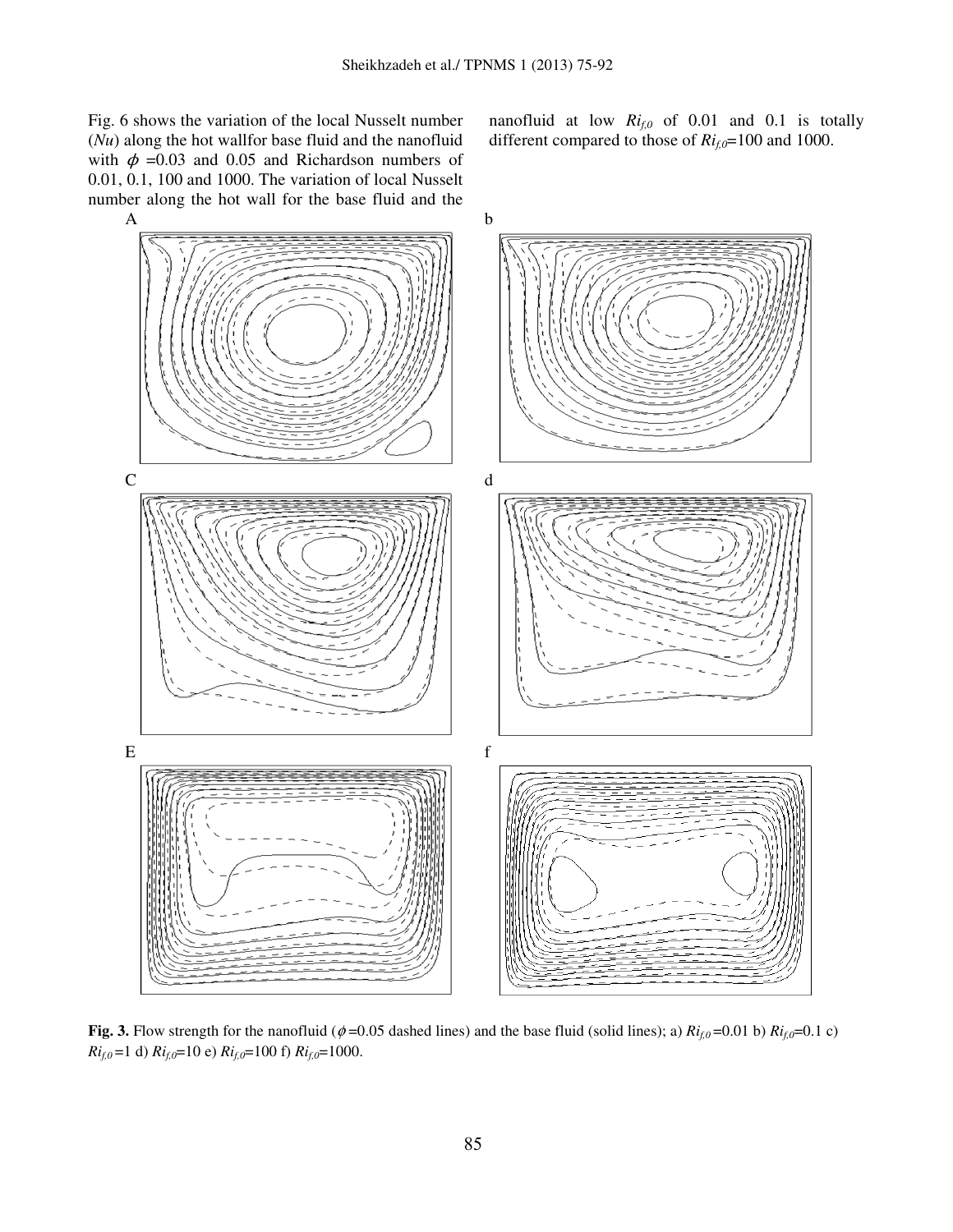Fig. 6 shows the variation of the local Nusselt number ($Nu$) along the hot wallfor base fluid and the nanofluid with $\phi$ =0.03 and 0.05 and Richardson numbers of 0.01, 0.1, 100 and 1000. The variation of local Nusselt number along the hot wall for the base fluid and the nanofluid at low $Ri_{f,0}$ of 0.01 and 0.1 is totally different compared to those of $Ri_{f,0}$=100 and 1000.

**Fig. 3.** Flow strength for the nanofluid ($\phi$=0.05 dashed lines) and the base fluid (solid lines); a) $Ri_{f,0}$=0.01 b) $Ri_{f,0}$=0.1 c) $Ri_{f,0}$=1 d) $Ri_{f,0}$=10 e) $Ri_{f,0}$=100 f) $Ri_{f,0}$=1000.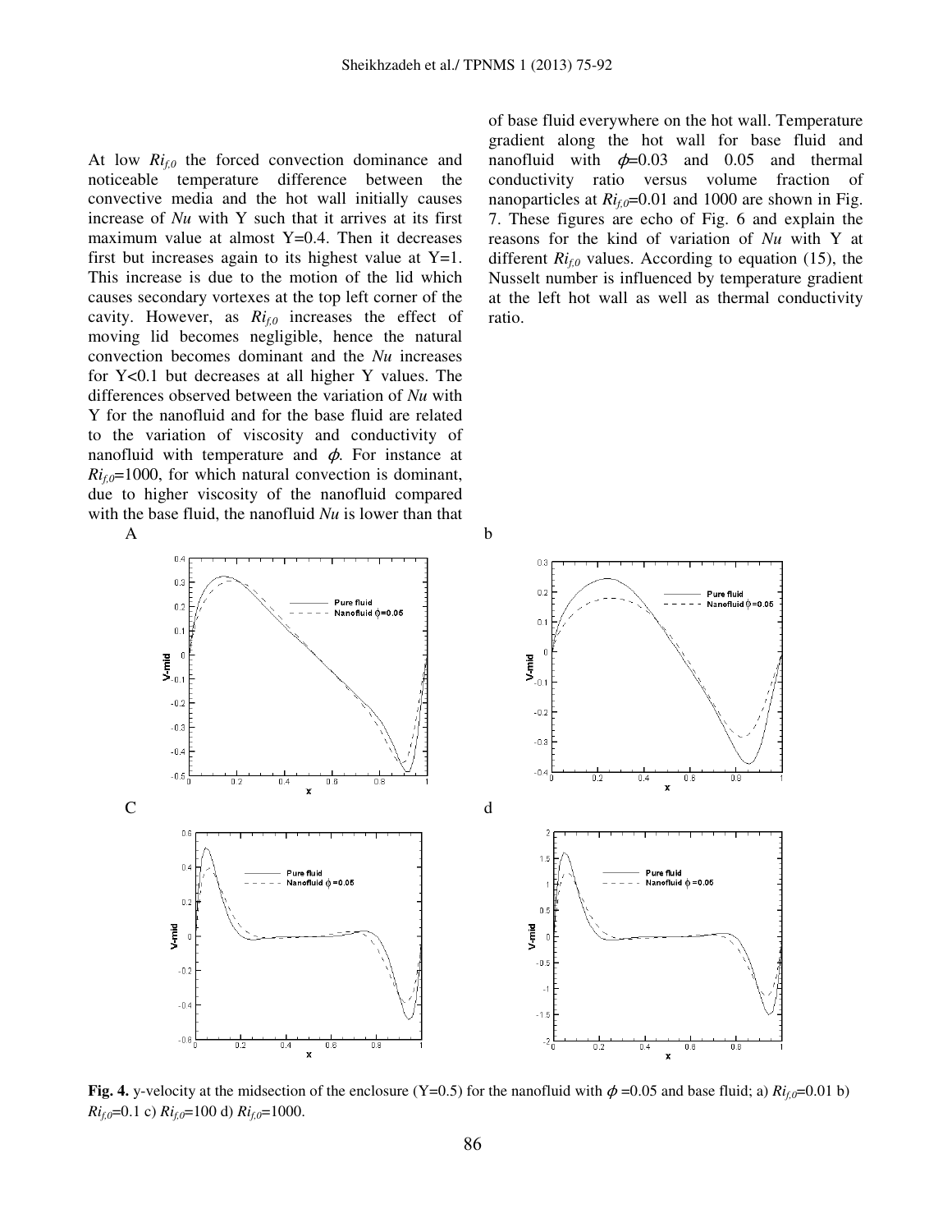At low $Ri_{f,0}$ the forced convection dominance and noticeable temperature difference between the convective media and the hot wall initially causes increase of *Nu* with Y such that it arrives at its first maximum value at almost Y=0.4. Then it decreases first but increases again to its highest value at Y=1. This increase is due to the motion of the lid which causes secondary vortexes at the top left corner of the cavity. However, as $Ri_{f,0}$ increases the effect of moving lid becomes negligible, hence the natural convection becomes dominant and the *Nu* increases for Y<0.1 but decreases at all higher Y values. The differences observed between the variation of *Nu* with Y for the nanofluid and for the base fluid are related to the variation of viscosity and conductivity of nanofluid with temperature and $\phi$. For instance at $Ri_{f,0}$=1000, for which natural convection is dominant, due to higher viscosity of the nanofluid compared with the base fluid, the nanofluid *Nu* is lower than that of base fluid everywhere on the hot wall. Temperature gradient along the hot wall for base fluid and nanofluid with $\phi$=0.03 and 0.05 and thermal conductivity ratio versus volume fraction of nanoparticles at $Ri_{f,0}$=0.01 and 1000 are shown in Fig. 7. These figures are echo of Fig. 6 and explain the reasons for the kind of variation of *Nu* with Y at different $Ri_{f,0}$ values. According to equation (15), the Nusselt number is influenced by temperature gradient at the left hot wall as well as thermal conductivity ratio.

**Fig. 4.** y-velocity at the midsection of the enclosure (Y=0.5) for the nanofluid with $\phi$ =0.05 and base fluid; a) $Ri_{f,0}$=0.01 b) $Ri_{f,0}$=0.1 c) $Ri_{f,0}$=100 d) $Ri_{f,0}$=1000.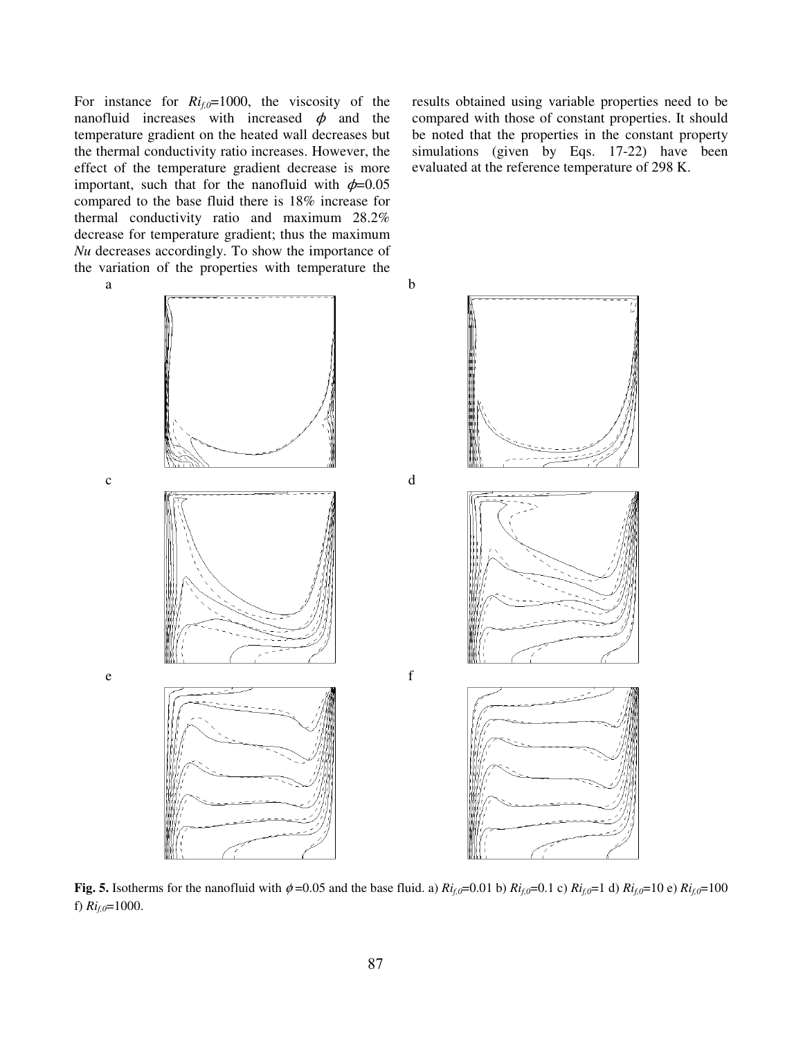For instance for $Ri_{f,0}$=1000, the viscosity of the nanofluid increases with increased $\phi$ and the temperature gradient on the heated wall decreases but the thermal conductivity ratio increases. However, the effect of the temperature gradient decrease is more important, such that for the nanofluid with $\phi$=0.05 compared to the base fluid there is 18% increase for thermal conductivity ratio and maximum 28.2% decrease for temperature gradient; thus the maximum *Nu* decreases accordingly. To show the importance of the variation of the properties with temperature the results obtained using variable properties need to be compared with those of constant properties. It should be noted that the properties in the constant property simulations (given by Eqs. 17-22) have been evaluated at the reference temperature of 298 K.

**Fig. 5.** Isotherms for the nanofluid with $\phi$=0.05 and the base fluid. a) $Ri_{f,0}$=0.01 b) $Ri_{f,0}$=0.1 c) $Ri_{f,0}$=1 d) $Ri_{f,0}$=10 e) $Ri_{f,0}$=100 f) $Ri_{f,0}$=1000.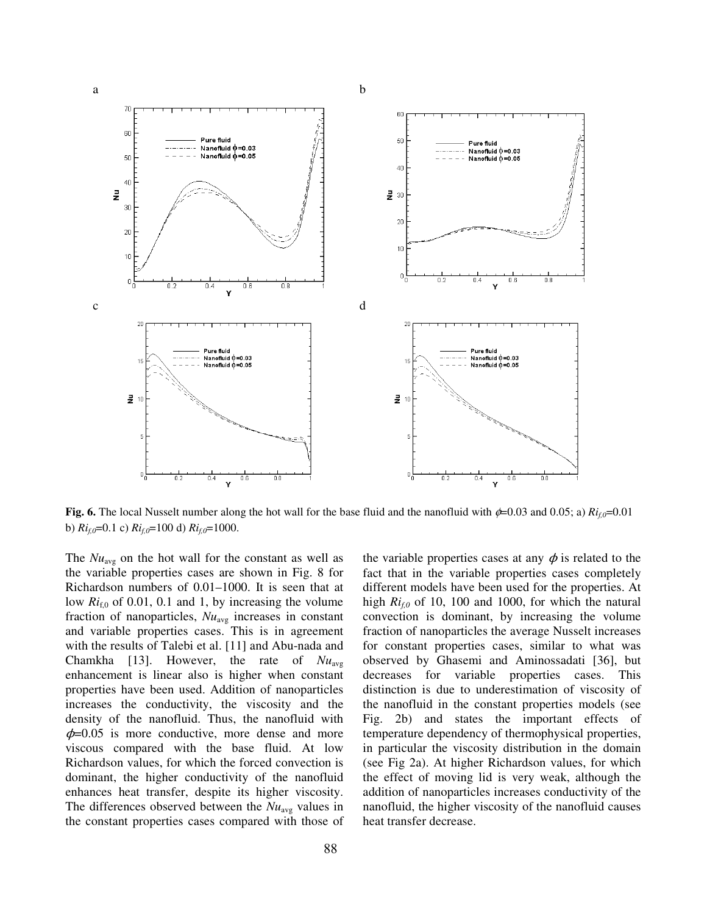**Fig. 6.** The local Nusselt number along the hot wall for the base fluid and the nanofluid with $\phi$=0.03 and 0.05; a) $Ri_{f,0}$=0.01 b) $Ri_{f,0}$=0.1 c) $Ri_{f,0}$=100 d) $Ri_{f,0}$=1000.

The $Nu_{avg}$ on the hot wall for the constant as well as the variable properties cases are shown in Fig. 8 for Richardson numbers of 0.01–1000. It is seen that at low $Ri_{f,0}$ of 0.01, 0.1 and 1, by increasing the volume fraction of nanoparticles, $Nu_{avg}$ increases in constant and variable properties cases. This is in agreement with the results of Talebi et al. [11] and Abu-nada and Chamkha [13]. However, the rate of $Nu_{avg}$ enhancement is linear also is higher when constant properties have been used. Addition of nanoparticles increases the conductivity, the viscosity and the density of the nanofluid. Thus, the nanofluid with $\phi$=0.05 is more conductive, more dense and more viscous compared with the base fluid. At low Richardson values, for which the forced convection is dominant, the higher conductivity of the nanofluid enhances heat transfer, despite its higher viscosity. The differences observed between the $Nu_{avg}$ values in the constant properties cases compared with those of the variable properties cases at any $\phi$ is related to the fact that in the variable properties cases completely different models have been used for the properties. At high $Ri_{f,0}$ of 10, 100 and 1000, for which the natural convection is dominant, by increasing the volume fraction of nanoparticles the average Nusselt increases for constant properties cases, similar to what was observed by Ghasemi and Aminossadati [36], but decreases for variable properties cases. This distinction is due to underestimation of viscosity of the nanofluid in the constant properties models (see Fig. 2b) and states the important effects of temperature dependency of thermophysical properties, in particular the viscosity distribution in the domain (see Fig 2a). At higher Richardson values, for which the effect of moving lid is very weak, although the addition of nanoparticles increases conductivity of the nanofluid, the higher viscosity of the nanofluid causes heat transfer decrease.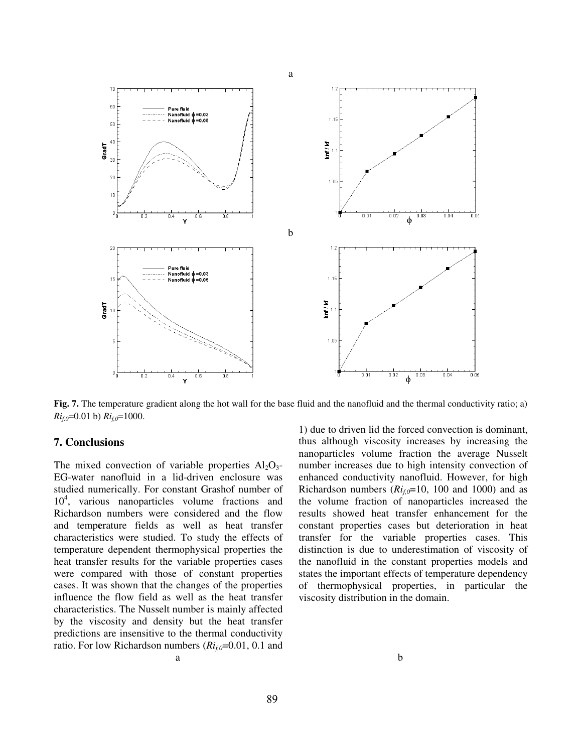a

b

**Fig. 7.** The temperature gradient along the hot wall for the base fluid and the nanofluid and the thermal conductivity ratio; a) $Ri_{f,0}$=0.01 b) $Ri_{f,0}$=1000.

## 7. Conclusions

The mixed convection of variable properties $Al_2O_3$-EG-water nanofluid in a lid-driven enclosure was studied numerically. For constant Grashof number of $10^4$, various nanoparticles volume fractions and Richardson numbers were considered and the flow and temperature fields as well as heat transfer characteristics were studied. To study the effects of temperature dependent thermophysical properties the heat transfer results for the variable properties cases were compared with those of constant properties cases. It was shown that the changes of the properties influence the flow field as well as the heat transfer characteristics. The Nusselt number is mainly affected by the viscosity and density but the heat transfer predictions are insensitive to the thermal conductivity ratio. For low Richardson numbers ($Ri_{f,0}$=0.01, 0.1 and 1) due to driven lid the forced convection is dominant, thus although viscosity increases by increasing the nanoparticles volume fraction the average Nusselt number increases due to high intensity convection of enhanced conductivity nanofluid. However, for high Richardson numbers ($Ri_{f,0}$=10, 100 and 1000) and as the volume fraction of nanoparticles increased the results showed heat transfer enhancement for the constant properties cases but deterioration in heat transfer for the variable properties cases. This distinction is due to underestimation of viscosity of the nanofluid in the constant properties models and states the important effects of temperature dependency of thermophysical properties, in particular the viscosity distribution in the domain.

a

b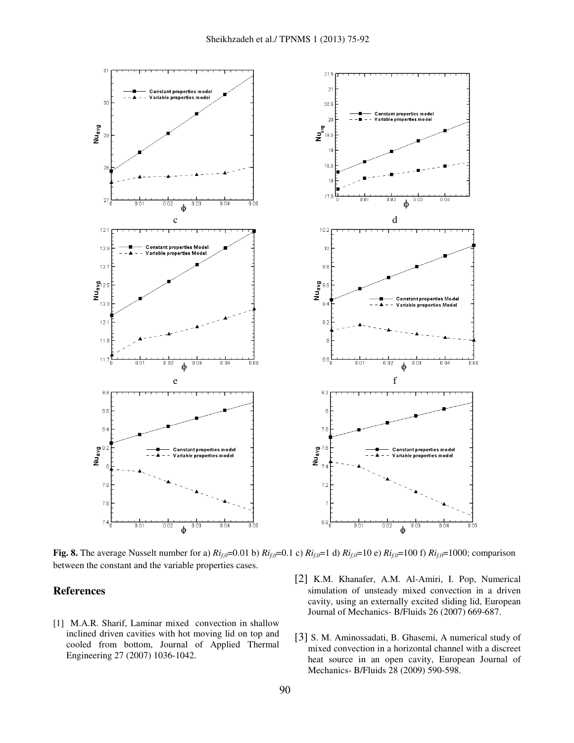**Fig. 8.** The average Nusselt number for a) $Ri_{f,0}$=0.01 b) $Ri_{f,0}$=0.1 c) $Ri_{f,0}$=1 d) $Ri_{f,0}$=10 e) $Ri_{f,0}$=100 f) $Ri_{f,0}$=1000; comparison between the constant and the variable properties cases.

## References

[1] M.A.R. Sharif, Laminar mixed convection in shallow inclined driven cavities with hot moving lid on top and cooled from bottom, Journal of Applied Thermal Engineering 27 (2007) 1036-1042.

[2] K.M. Khanafer, A.M. Al-Amiri, I. Pop, Numerical simulation of unsteady mixed convection in a driven cavity, using an externally excited sliding lid, European Journal of Mechanics- B/Fluids 26 (2007) 669-687.

[3] S. M. Aminossadati, B. Ghasemi, A numerical study of mixed convection in a horizontal channel with a discreet heat source in an open cavity, European Journal of Mechanics- B/Fluids 28 (2009) 590-598.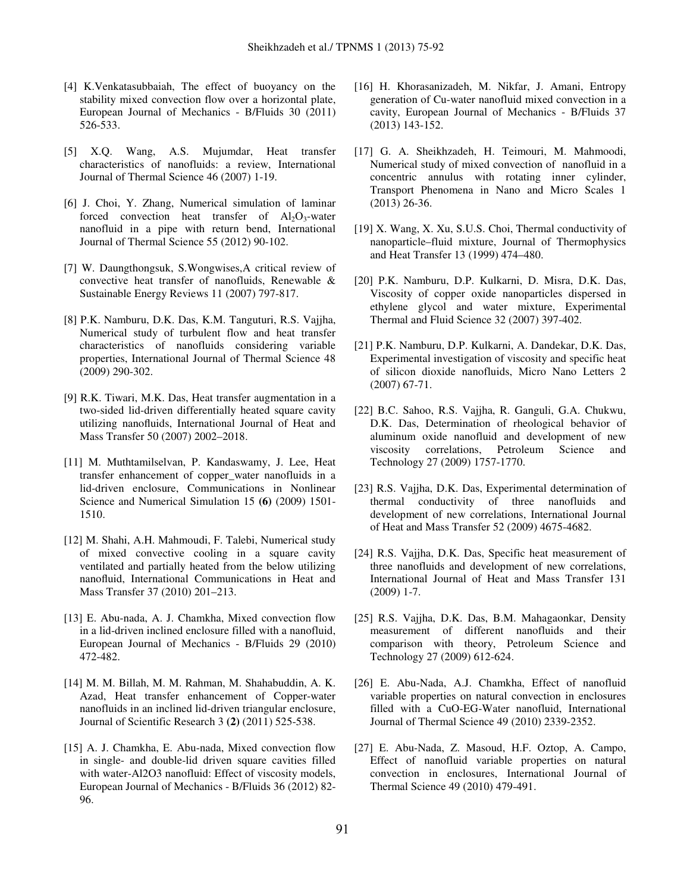[4] K.Venkatasubbaiah, The effect of buoyancy on the stability mixed convection flow over a horizontal plate, European Journal of Mechanics - B/Fluids 30 (2011) 526-533.

[5] X.Q. Wang, A.S. Mujumdar, Heat transfer characteristics of nanofluids: a review, International Journal of Thermal Science 46 (2007) 1-19.

[6] J. Choi, Y. Zhang, Numerical simulation of laminar forced convection heat transfer of $Al_2O_3$-water nanofluid in a pipe with return bend, International Journal of Thermal Science 55 (2012) 90-102.

[7] W. Daungthongsuk, S.Wongwises,A critical review of convective heat transfer of nanofluids, Renewable & Sustainable Energy Reviews 11 (2007) 797-817.

[8] P.K. Namburu, D.K. Das, K.M. Tanguturi, R.S. Vajjha, Numerical study of turbulent flow and heat transfer characteristics of nanofluids considering variable properties, International Journal of Thermal Science 48 (2009) 290-302.

[9] R.K. Tiwari, M.K. Das, Heat transfer augmentation in a two-sided lid-driven differentially heated square cavity utilizing nanofluids, International Journal of Heat and Mass Transfer 50 (2007) 2002–2018.

[11] M. Muthtamilselvan, P. Kandaswamy, J. Lee, Heat transfer enhancement of copper_water nanofluids in a lid-driven enclosure, Communications in Nonlinear Science and Numerical Simulation 15 **(6)** (2009) 1501-1510.

[12] M. Shahi, A.H. Mahmoudi, F. Talebi, Numerical study of mixed convective cooling in a square cavity ventilated and partially heated from the below utilizing nanofluid, International Communications in Heat and Mass Transfer 37 (2010) 201–213.

[13] E. Abu-nada, A. J. Chamkha, Mixed convection flow in a lid-driven inclined enclosure filled with a nanofluid, European Journal of Mechanics - B/Fluids 29 (2010) 472-482.

[14] M. M. Billah, M. M. Rahman, M. Shahabuddin, A. K. Azad, Heat transfer enhancement of Copper-water nanofluids in an inclined lid-driven triangular enclosure, Journal of Scientific Research 3 **(2)** (2011) 525-538.

[15] A. J. Chamkha, E. Abu-nada, Mixed convection flow in single- and double-lid driven square cavities filled with water-Al2O3 nanofluid: Effect of viscosity models, European Journal of Mechanics - B/Fluids 36 (2012) 82-96.

[16] H. Khorasanizadeh, M. Nikfar, J. Amani, Entropy generation of Cu-water nanofluid mixed convection in a cavity, European Journal of Mechanics - B/Fluids 37 (2013) 143-152.

[17] G. A. Sheikhzadeh, H. Teimouri, M. Mahmoodi, Numerical study of mixed convection of nanofluid in a concentric annulus with rotating inner cylinder, Transport Phenomena in Nano and Micro Scales 1 (2013) 26-36.

[19] X. Wang, X. Xu, S.U.S. Choi, Thermal conductivity of nanoparticle–fluid mixture, Journal of Thermophysics and Heat Transfer 13 (1999) 474–480.

[20] P.K. Namburu, D.P. Kulkarni, D. Misra, D.K. Das, Viscosity of copper oxide nanoparticles dispersed in ethylene glycol and water mixture, Experimental Thermal and Fluid Science 32 (2007) 397-402.

[21] P.K. Namburu, D.P. Kulkarni, A. Dandekar, D.K. Das, Experimental investigation of viscosity and specific heat of silicon dioxide nanofluids, Micro Nano Letters 2 (2007) 67-71.

[22] B.C. Sahoo, R.S. Vajjha, R. Ganguli, G.A. Chukwu, D.K. Das, Determination of rheological behavior of aluminum oxide nanofluid and development of new viscosity correlations, Petroleum Science and Technology 27 (2009) 1757-1770.

[23] R.S. Vajjha, D.K. Das, Experimental determination of thermal conductivity of three nanofluids and development of new correlations, International Journal of Heat and Mass Transfer 52 (2009) 4675-4682.

[24] R.S. Vajjha, D.K. Das, Specific heat measurement of three nanofluids and development of new correlations, International Journal of Heat and Mass Transfer 131 (2009) 1-7.

[25] R.S. Vajjha, D.K. Das, B.M. Mahagaonkar, Density measurement of different nanofluids and their comparison with theory, Petroleum Science and Technology 27 (2009) 612-624.

[26] E. Abu-Nada, A.J. Chamkha, Effect of nanofluid variable properties on natural convection in enclosures filled with a CuO-EG-Water nanofluid, International Journal of Thermal Science 49 (2010) 2339-2352.

[27] E. Abu-Nada, Z. Masoud, H.F. Oztop, A. Campo, Effect of nanofluid variable properties on natural convection in enclosures, International Journal of Thermal Science 49 (2010) 479-491.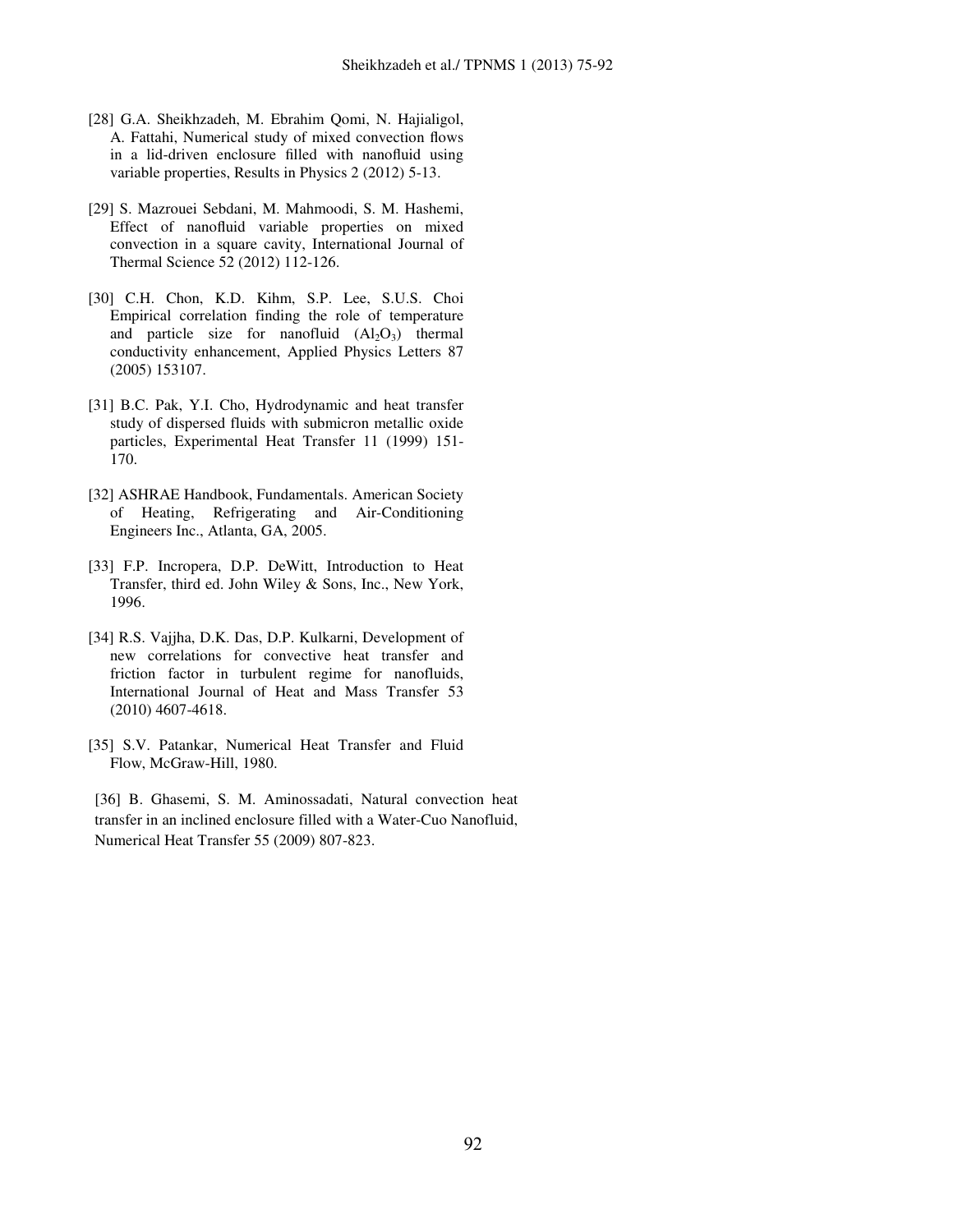[28] G.A. Sheikhzadeh, M. Ebrahim Qomi, N. Hajialigol, A. Fattahi, Numerical study of mixed convection flows in a lid-driven enclosure filled with nanofluid using variable properties, Results in Physics 2 (2012) 5-13.

[29] S. Mazrouei Sebdani, M. Mahmoodi, S. M. Hashemi, Effect of nanofluid variable properties on mixed convection in a square cavity, International Journal of Thermal Science 52 (2012) 112-126.

[30] C.H. Chon, K.D. Kihm, S.P. Lee, S.U.S. Choi Empirical correlation finding the role of temperature and particle size for nanofluid ($Al_2O_3$) thermal conductivity enhancement, Applied Physics Letters 87 (2005) 153107.

[31] B.C. Pak, Y.I. Cho, Hydrodynamic and heat transfer study of dispersed fluids with submicron metallic oxide particles, Experimental Heat Transfer 11 (1999) 151-170.

[32] ASHRAE Handbook, Fundamentals. American Society of Heating, Refrigerating and Air-Conditioning Engineers Inc., Atlanta, GA, 2005.

[33] F.P. Incropera, D.P. DeWitt, Introduction to Heat Transfer, third ed. John Wiley & Sons, Inc., New York, 1996.

[34] R.S. Vajjha, D.K. Das, D.P. Kulkarni, Development of new correlations for convective heat transfer and friction factor in turbulent regime for nanofluids, International Journal of Heat and Mass Transfer 53 (2010) 4607-4618.

[35] S.V. Patankar, Numerical Heat Transfer and Fluid Flow, McGraw-Hill, 1980.

[36] B. Ghasemi, S. M. Aminossadati, Natural convection heat transfer in an inclined enclosure filled with a Water-Cuo Nanofluid, Numerical Heat Transfer 55 (2009) 807-823.